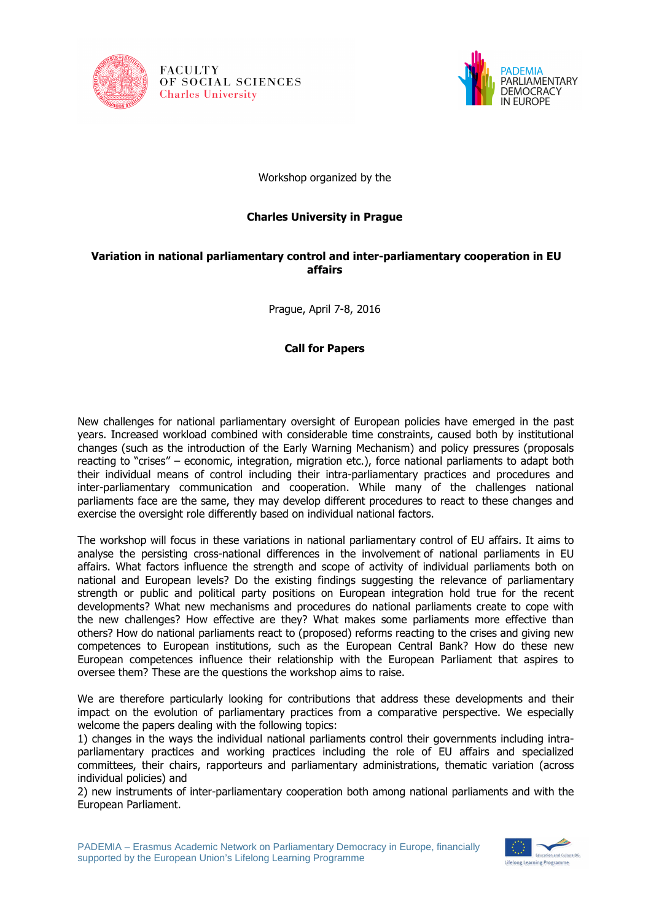FACULTY
OF SOCIAL SCIENCES
Charles University

PADEMIA
PARLIAMENTARY
DEMOCRACY
IN EUROPE

Workshop organized by the

**Charles University in Prague**

# Variation in national parliamentary control and inter-parliamentary cooperation in EU affairs

Prague, April 7-8, 2016

**Call for Papers**

New challenges for national parliamentary oversight of European policies have emerged in the past years. Increased workload combined with considerable time constraints, caused both by institutional changes (such as the introduction of the Early Warning Mechanism) and policy pressures (proposals reacting to "crises" – economic, integration, migration etc.), force national parliaments to adapt both their individual means of control including their intra-parliamentary practices and procedures and inter-parliamentary communication and cooperation. While many of the challenges national parliaments face are the same, they may develop different procedures to react to these changes and exercise the oversight role differently based on individual national factors.

The workshop will focus in these variations in national parliamentary control of EU affairs. It aims to analyse the persisting cross-national differences in the involvement of national parliaments in EU affairs. What factors influence the strength and scope of activity of individual parliaments both on national and European levels? Do the existing findings suggesting the relevance of parliamentary strength or public and political party positions on European integration hold true for the recent developments? What new mechanisms and procedures do national parliaments create to cope with the new challenges? How effective are they? What makes some parliaments more effective than others? How do national parliaments react to (proposed) reforms reacting to the crises and giving new competences to European institutions, such as the European Central Bank? How do these new European competences influence their relationship with the European Parliament that aspires to oversee them? These are the questions the workshop aims to raise.

We are therefore particularly looking for contributions that address these developments and their impact on the evolution of parliamentary practices from a comparative perspective. We especially welcome the papers dealing with the following topics:
1) changes in the ways the individual national parliaments control their governments including intra-parliamentary practices and working practices including the role of EU affairs and specialized committees, their chairs, rapporteurs and parliamentary administrations, thematic variation (across individual policies) and
2) new instruments of inter-parliamentary cooperation both among national parliaments and with the European Parliament.

PADEMIA – Erasmus Academic Network on Parliamentary Democracy in Europe, financially supported by the European Union's Lifelong Learning Programme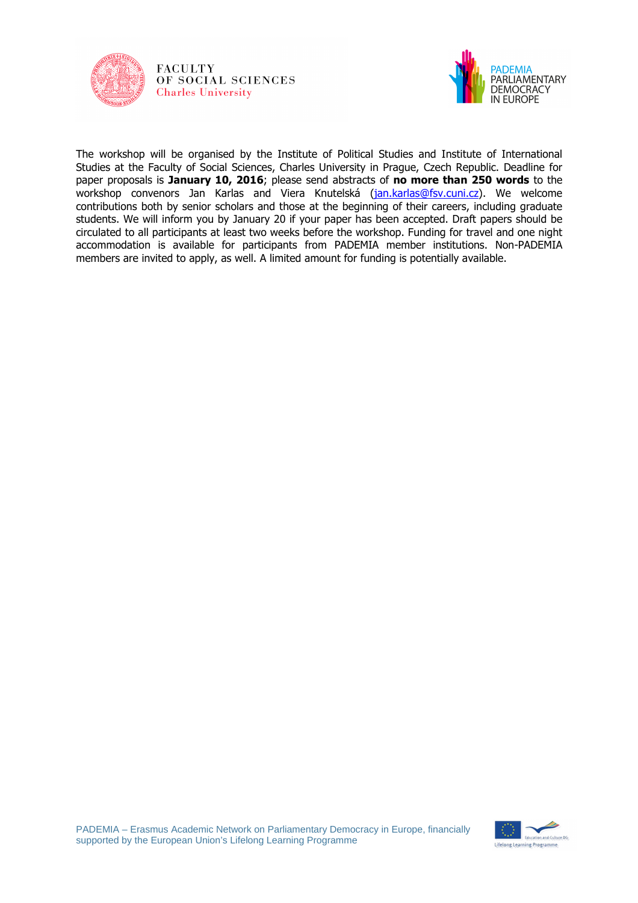The workshop will be organised by the Institute of Political Studies and Institute of International Studies at the Faculty of Social Sciences, Charles University in Prague, Czech Republic. Deadline for paper proposals is **January 10, 2016**; please send abstracts of **no more than 250 words** to the workshop convenors Jan Karlas and Viera Knutelská (jan.karlas@fsv.cuni.cz). We welcome contributions both by senior scholars and those at the beginning of their careers, including graduate students. We will inform you by January 20 if your paper has been accepted. Draft papers should be circulated to all participants at least two weeks before the workshop. Funding for travel and one night accommodation is available for participants from PADEMIA member institutions. Non-PADEMIA members are invited to apply, as well. A limited amount for funding is potentially available.